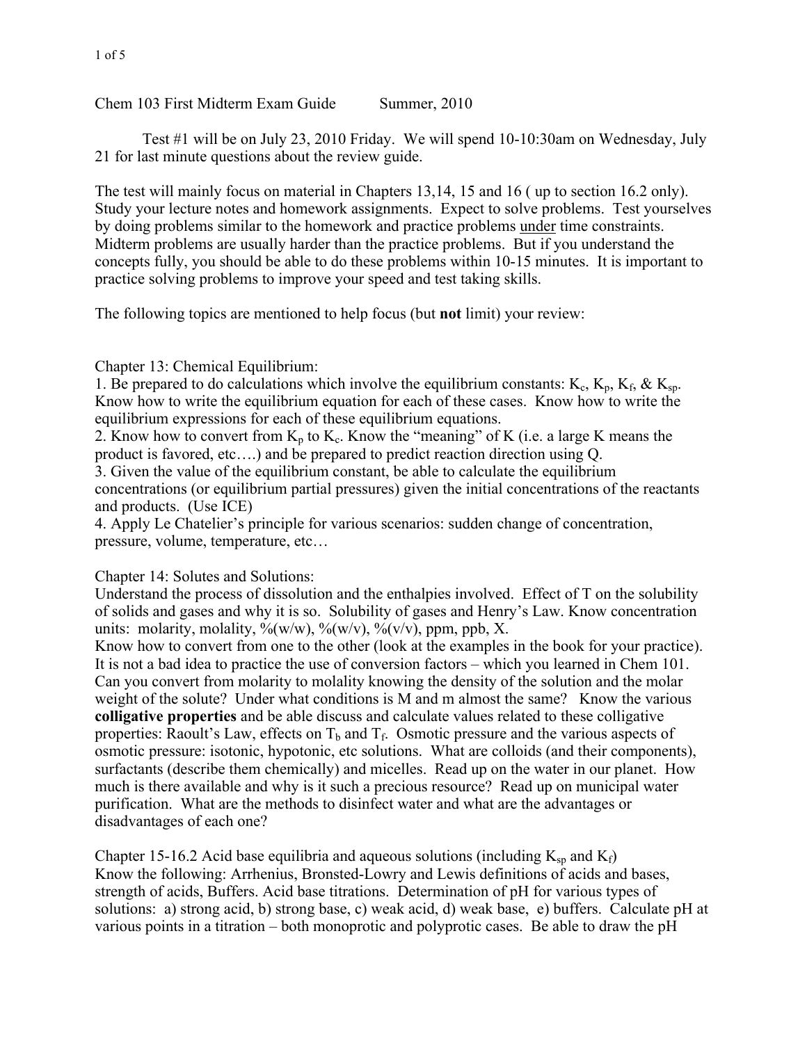# Chem 103 First Midterm Exam Guide Summer, 2010

Test #1 will be on July 23, 2010 Friday. We will spend 10-10:30am on Wednesday, July 21 for last minute questions about the review guide.

The test will mainly focus on material in Chapters 13,14, 15 and 16 ( up to section 16.2 only). Study your lecture notes and homework assignments. Expect to solve problems. Test yourselves by doing problems similar to the homework and practice problems <u>under</u> time constraints. Midterm problems are usually harder than the practice problems. But if you understand the concepts fully, you should be able to do these problems within 10-15 minutes. It is important to practice solving problems to improve your speed and test taking skills.

The following topics are mentioned to help focus (but **not** limit) your review:

## Chapter 13: Chemical Equilibrium:

1. Be prepared to do calculations which involve the equilibrium constants: $K_c$, $K_p$, $K_f$, & $K_{sp}$. Know how to write the equilibrium equation for each of these cases. Know how to write the equilibrium expressions for each of these equilibrium equations.
2. Know how to convert from $K_p$ to $K_c$. Know the "meaning" of K (i.e. a large K means the product is favored, etc….) and be prepared to predict reaction direction using Q.
3. Given the value of the equilibrium constant, be able to calculate the equilibrium concentrations (or equilibrium partial pressures) given the initial concentrations of the reactants and products. (Use ICE)
4. Apply Le Chatelier's principle for various scenarios: sudden change of concentration, pressure, volume, temperature, etc…

## Chapter 14: Solutes and Solutions:

Understand the process of dissolution and the enthalpies involved. Effect of T on the solubility of solids and gases and why it is so. Solubility of gases and Henry's Law. Know concentration units: molarity, molality, %(w/w), %(w/v), %(v/v), ppm, ppb, X.
Know how to convert from one to the other (look at the examples in the book for your practice). It is not a bad idea to practice the use of conversion factors – which you learned in Chem 101. Can you convert from molarity to molality knowing the density of the solution and the molar weight of the solute? Under what conditions is M and m almost the same? Know the various **colligative properties** and be able discuss and calculate values related to these colligative properties: Raoult's Law, effects on $T_b$ and $T_f$. Osmotic pressure and the various aspects of osmotic pressure: isotonic, hypotonic, etc solutions. What are colloids (and their components), surfactants (describe them chemically) and micelles. Read up on the water in our planet. How much is there available and why is it such a precious resource? Read up on municipal water purification. What are the methods to disinfect water and what are the advantages or disadvantages of each one?

## Chapter 15-16.2 Acid base equilibria and aqueous solutions (including $K_{sp}$ and $K_f$)

Know the following: Arrhenius, Bronsted-Lowry and Lewis definitions of acids and bases, strength of acids, Buffers. Acid base titrations. Determination of pH for various types of solutions: a) strong acid, b) strong base, c) weak acid, d) weak base, e) buffers. Calculate pH at various points in a titration – both monoprotic and polyprotic cases. Be able to draw the pH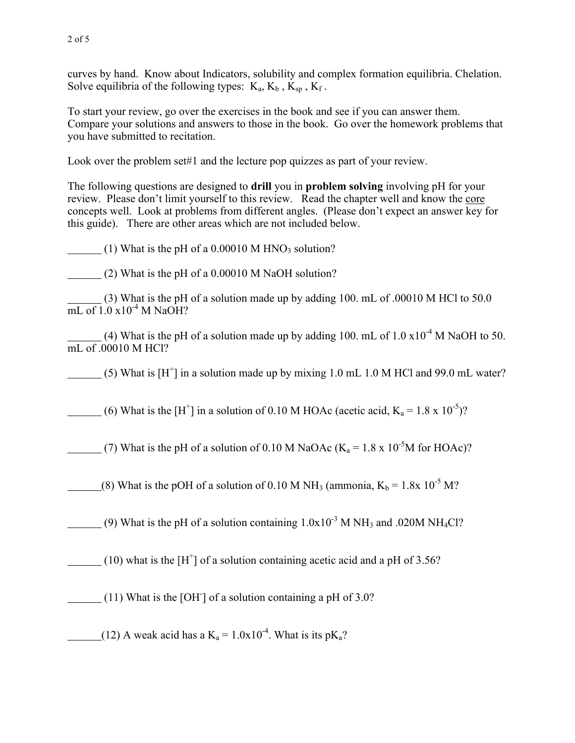curves by hand. Know about Indicators, solubility and complex formation equilibria. Chelation. Solve equilibria of the following types: $K_a$, $K_b$ , $K_{sp}$ , $K_f$ .

To start your review, go over the exercises in the book and see if you can answer them. Compare your solutions and answers to those in the book. Go over the homework problems that you have submitted to recitation.

Look over the problem set#1 and the lecture pop quizzes as part of your review.

The following questions are designed to **drill** you in **problem solving** involving pH for your review. Please don't limit yourself to this review. Read the chapter well and know the core concepts well. Look at problems from different angles. (Please don't expect an answer key for this guide). There are other areas which are not included below.

______ (1) What is the pH of a 0.00010 M $HNO_3$ solution?

______ (2) What is the pH of a 0.00010 M NaOH solution?

______ (3) What is the pH of a solution made up by adding 100. mL of .00010 M HCl to 50.0 mL of $1.0 \times 10^{-4}$ M NaOH?

______ (4) What is the pH of a solution made up by adding 100. mL of $1.0 \times 10^{-4}$ M NaOH to 50. mL of .00010 M HCl?

______ (5) What is $[H^+]$ in a solution made up by mixing 1.0 mL 1.0 M HCl and 99.0 mL water?

______ (6) What is the $[H^+]$ in a solution of 0.10 M HOAc (acetic acid, $K_a = 1.8 \times 10^{-5}$)?

______ (7) What is the pH of a solution of 0.10 M NaOAc ($K_a = 1.8 \times 10^{-5}$M for HOAc)?

______(8) What is the pOH of a solution of 0.10 M $NH_3$ (ammonia, $K_b = 1.8 \times 10^{-5}$ M?

______ (9) What is the pH of a solution containing $1.0 \times 10^{-3}$ M $NH_3$ and .020M $NH_4Cl$?

______ (10) what is the $[H^+]$ of a solution containing acetic acid and a pH of 3.56?

______ (11) What is the $[OH^-]$ of a solution containing a pH of 3.0?

______(12) A weak acid has a $K_a = 1.0 \times 10^{-4}$. What is its $pK_a$?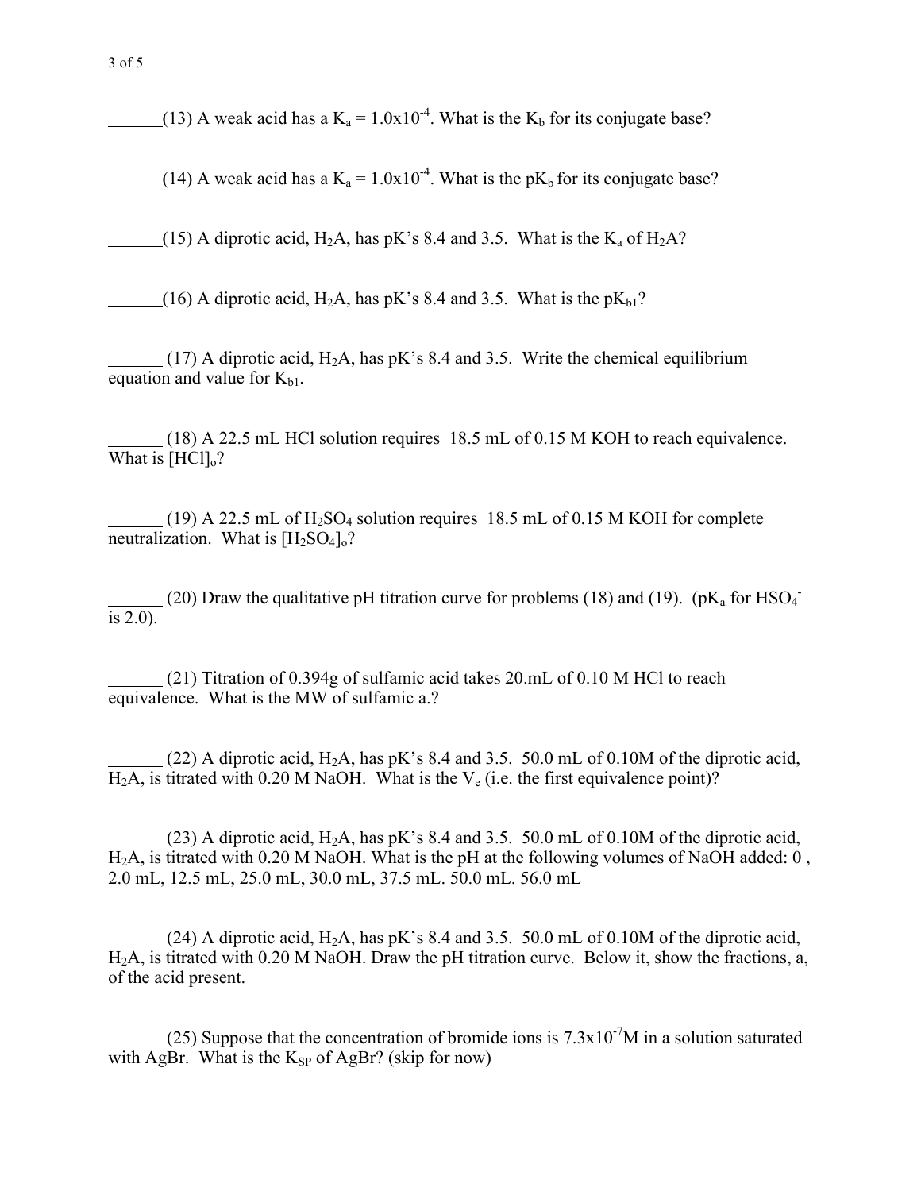______(13) A weak acid has a $K_a = 1.0x10^{-4}$. What is the $K_b$ for its conjugate base?

______(14) A weak acid has a $K_a = 1.0x10^{-4}$. What is the $pK_b$ for its conjugate base?

______(15) A diprotic acid, $H_2A$, has pK's 8.4 and 3.5. What is the $K_a$ of $H_2A$?

______(16) A diprotic acid, $H_2A$, has pK's 8.4 and 3.5. What is the $pK_{b1}$?

______ (17) A diprotic acid, $H_2A$, has pK's 8.4 and 3.5. Write the chemical equilibrium equation and value for $K_{b1}$.

______ (18) A 22.5 mL HCl solution requires 18.5 mL of 0.15 M KOH to reach equivalence. What is $[HCl]_o$?

______ (19) A 22.5 mL of $H_2SO_4$ solution requires 18.5 mL of 0.15 M KOH for complete neutralization. What is $[H_2SO_4]_o$?

______ (20) Draw the qualitative pH titration curve for problems (18) and (19). ($pK_a$ for $HSO_4^-$ is 2.0).

______ (21) Titration of 0.394g of sulfamic acid takes 20.mL of 0.10 M HCl to reach equivalence. What is the MW of sulfamic a.?

______ (22) A diprotic acid, $H_2A$, has pK's 8.4 and 3.5. 50.0 mL of 0.10M of the diprotic acid, $H_2A$, is titrated with 0.20 M NaOH. What is the $V_e$ (i.e. the first equivalence point)?

______ (23) A diprotic acid, $H_2A$, has pK's 8.4 and 3.5. 50.0 mL of 0.10M of the diprotic acid, $H_2A$, is titrated with 0.20 M NaOH. What is the pH at the following volumes of NaOH added: 0 , 2.0 mL, 12.5 mL, 25.0 mL, 30.0 mL, 37.5 mL. 50.0 mL. 56.0 mL

______ (24) A diprotic acid, $H_2A$, has pK's 8.4 and 3.5. 50.0 mL of 0.10M of the diprotic acid, $H_2A$, is titrated with 0.20 M NaOH. Draw the pH titration curve. Below it, show the fractions, a, of the acid present.

______ (25) Suppose that the concentration of bromide ions is $7.3x10^{-7}$M in a solution saturated with AgBr. What is the $K_{SP}$ of AgBr? (skip for now)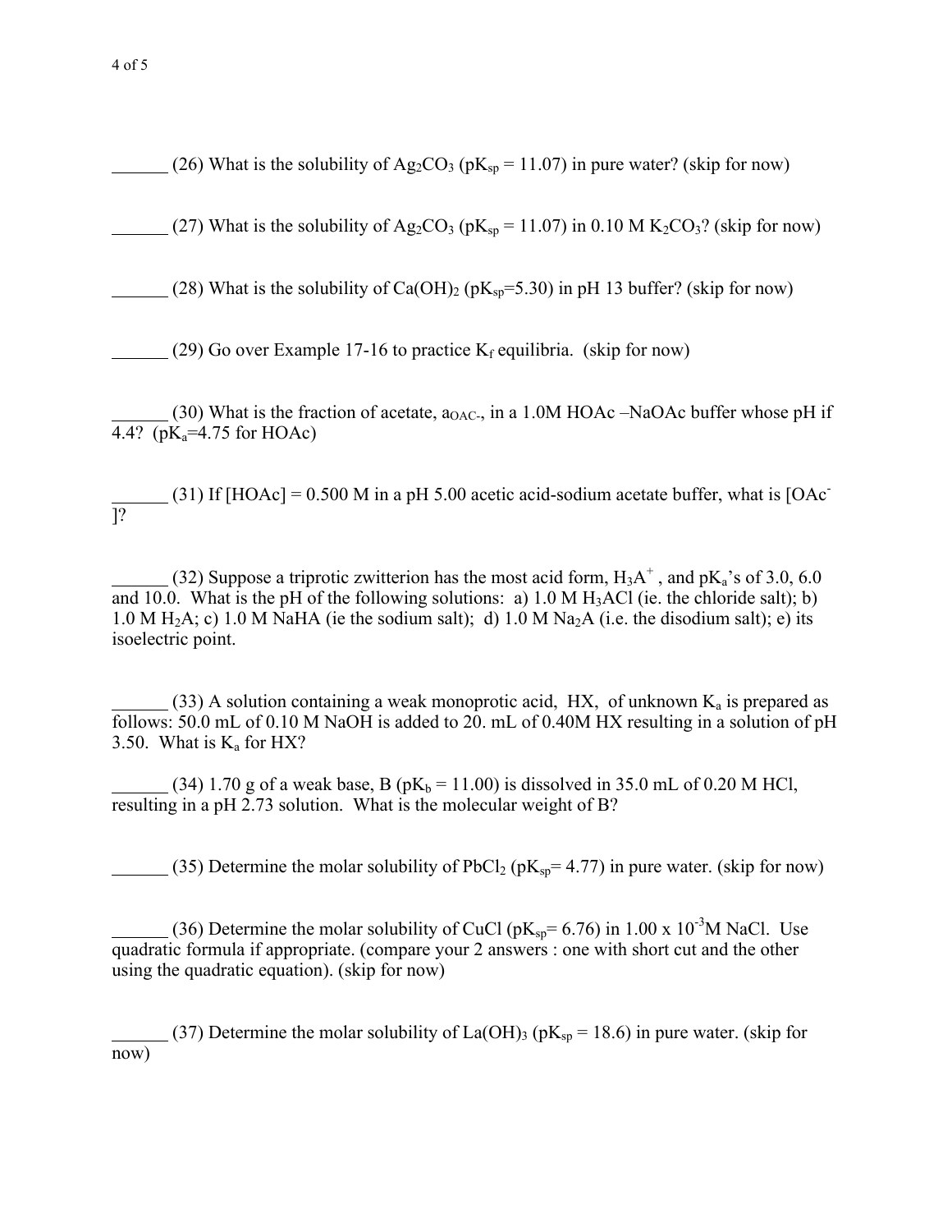______ (26) What is the solubility of $Ag_2CO_3$ ($pK_{sp}$ = 11.07) in pure water? (skip for now)

______ (27) What is the solubility of $Ag_2CO_3$ ($pK_{sp}$ = 11.07) in 0.10 M $K_2CO_3$? (skip for now)

______ (28) What is the solubility of $Ca(OH)_2$ ($pK_{sp}$=5.30) in pH 13 buffer? (skip for now)

______ (29) Go over Example 17-16 to practice $K_f$ equilibria. (skip for now)

______ (30) What is the fraction of acetate, $a_{OAC-}$, in a 1.0M HOAc –NaOAc buffer whose pH if 4.4? ($pK_a$=4.75 for HOAc)

______ (31) If [HOAc] = 0.500 M in a pH 5.00 acetic acid-sodium acetate buffer, what is [$OAc^-$]?

______ (32) Suppose a triprotic zwitterion has the most acid form, $H_3A^+$, and $pK_a$'s of 3.0, 6.0 and 10.0. What is the pH of the following solutions: a) 1.0 M $H_3ACl$ (ie. the chloride salt); b) 1.0 M $H_2A$; c) 1.0 M NaHA (ie the sodium salt); d) 1.0 M $Na_2A$ (i.e. the disodium salt); e) its isoelectric point.

______ (33) A solution containing a weak monoprotic acid, HX, of unknown $K_a$ is prepared as follows: 50.0 mL of 0.10 M NaOH is added to 20. mL of 0.40M HX resulting in a solution of pH 3.50. What is $K_a$ for HX?

______ (34) 1.70 g of a weak base, B ($pK_b$ = 11.00) is dissolved in 35.0 mL of 0.20 M HCl, resulting in a pH 2.73 solution. What is the molecular weight of B?

______ (35) Determine the molar solubility of $PbCl_2$ ($pK_{sp}$= 4.77) in pure water. (skip for now)

______ (36) Determine the molar solubility of CuCl ($pK_{sp}$= 6.76) in 1.00 x $10^{-3}$M NaCl. Use quadratic formula if appropriate. (compare your 2 answers : one with short cut and the other using the quadratic equation). (skip for now)

______ (37) Determine the molar solubility of $La(OH)_3$ ($pK_{sp}$ = 18.6) in pure water. (skip for now)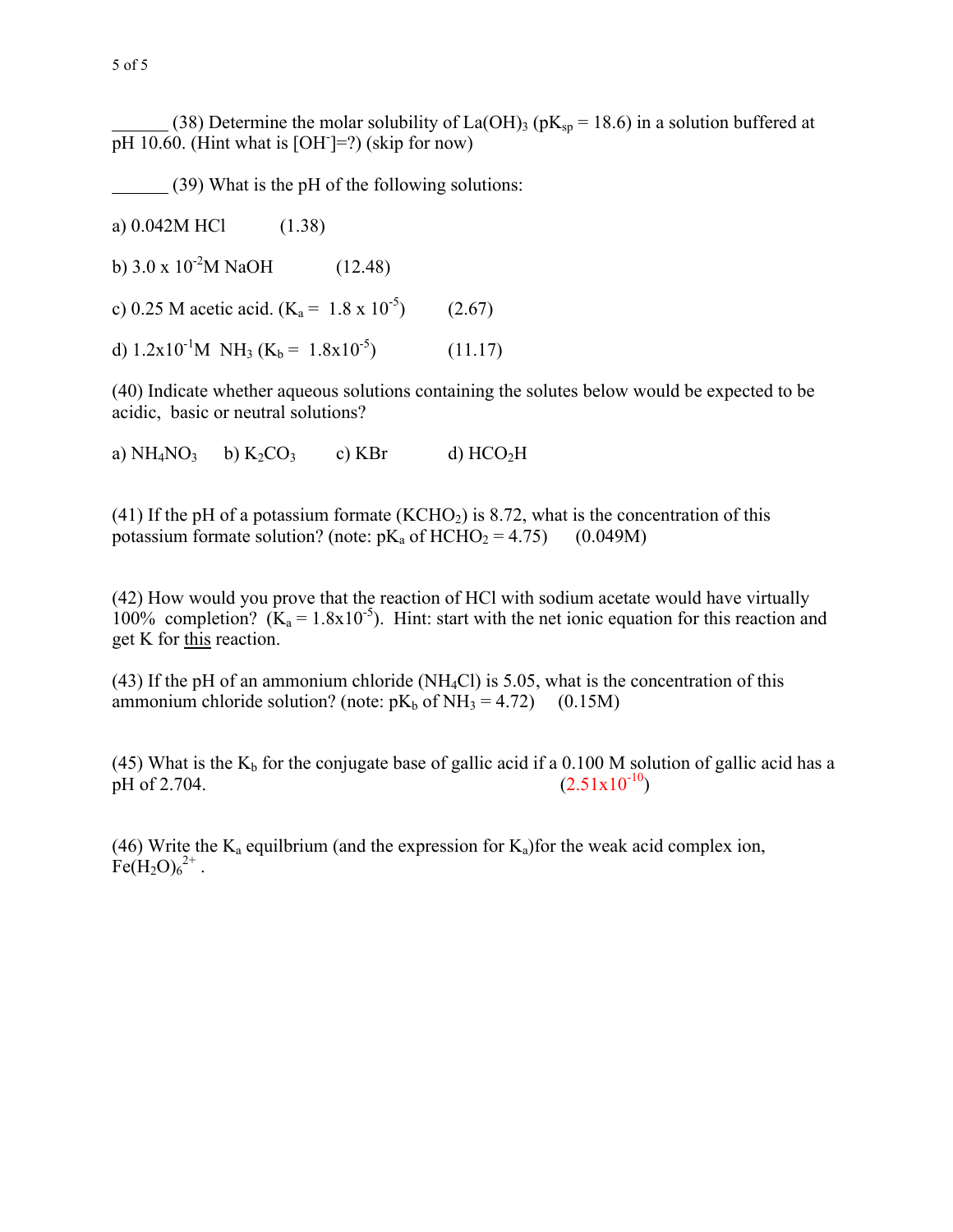______ (38) Determine the molar solubility of $La(OH)_3$ ($pK_{sp}$ = 18.6) in a solution buffered at pH 10.60. (Hint what is $[OH^-]$=?) (skip for now)

______ (39) What is the pH of the following solutions:

a) 0.042M HCl (1.38)

b) $3.0 \times 10^{-2}$M NaOH (12.48)

c) 0.25 M acetic acid. ($K_a = 1.8 \times 10^{-5}$) (2.67)

d) $1.2 \times 10^{-1}$M $NH_3$ ($K_b = 1.8 \times 10^{-5}$) (11.17)

(40) Indicate whether aqueous solutions containing the solutes below would be expected to be acidic, basic or neutral solutions?

a) $NH_4NO_3$ b) $K_2CO_3$ c) KBr d) $HCO_2H$

(41) If the pH of a potassium formate ($KCHO_2$) is 8.72, what is the concentration of this potassium formate solution? (note: $pK_a$ of $HCHO_2$ = 4.75) (0.049M)

(42) How would you prove that the reaction of HCl with sodium acetate would have virtually 100% completion? ($K_a = 1.8 \times 10^{-5}$). Hint: start with the net ionic equation for this reaction and get K for this reaction.

(43) If the pH of an ammonium chloride ($NH_4Cl$) is 5.05, what is the concentration of this ammonium chloride solution? (note: $pK_b$ of $NH_3$ = 4.72) (0.15M)

(45) What is the $K_b$ for the conjugate base of gallic acid if a 0.100 M solution of gallic acid has a pH of 2.704. ($2.51 \times 10^{-10}$)

(46) Write the $K_a$ equlibrium (and the expression for $K_a$)for the weak acid complex ion, $Fe(H_2O)_6^{2+}$ .